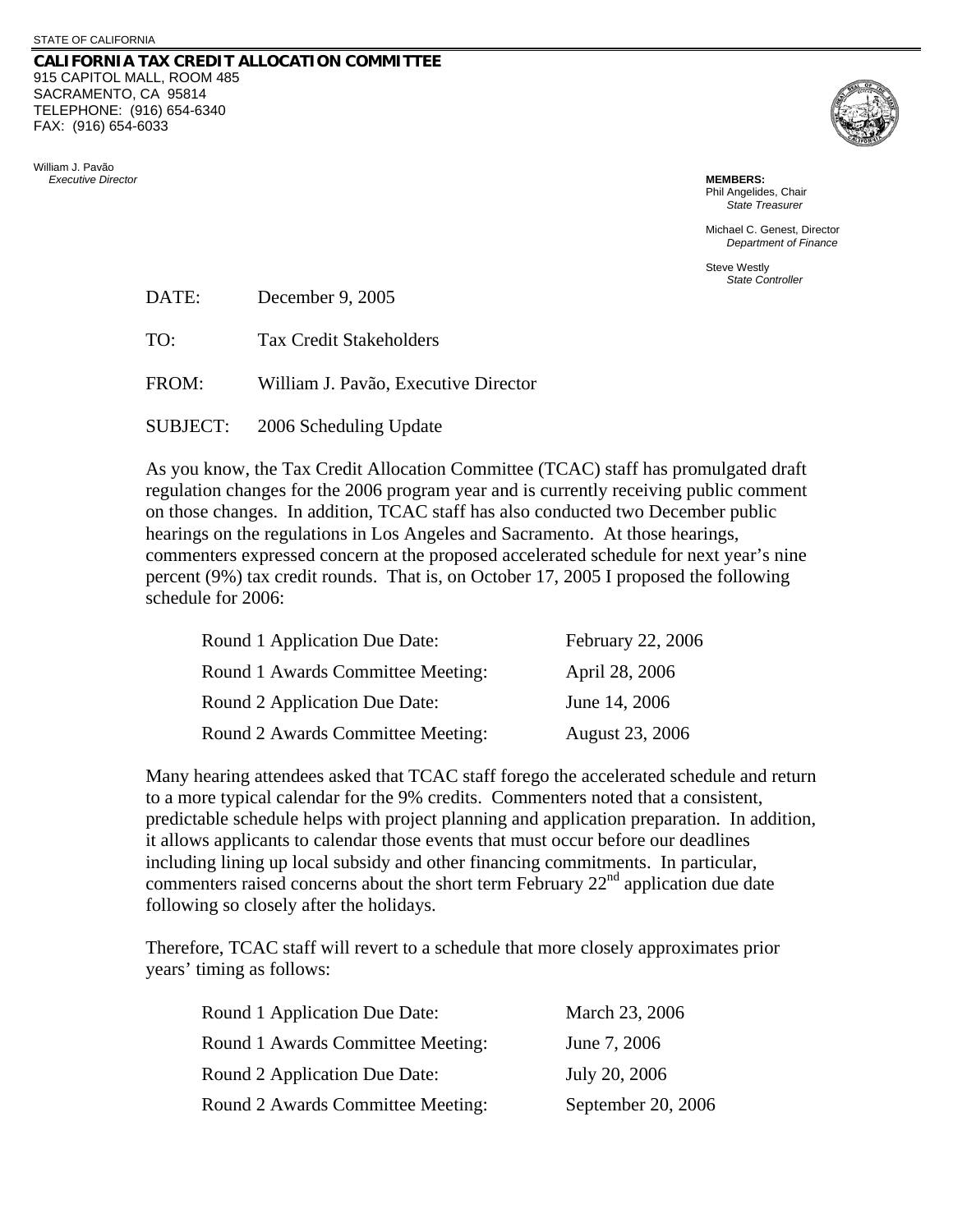STATE OF CALIFORNIA

**CALIFORNIA TAX CREDIT ALLOCATION COMMITTEE**
915 CAPITOL MALL, ROOM 485
SACRAMENTO, CA 95814
TELEPHONE: (916) 654-6340
FAX: (916) 654-6033

William J. Pavão
*Executive Director*

**MEMBERS:**
Phil Angelides, Chair
*State Treasurer*

Michael C. Genest, Director
*Department of Finance*

Steve Westly
*State Controller*

DATE: December 9, 2005

TO: Tax Credit Stakeholders

FROM: William J. Pavão, Executive Director

SUBJECT: 2006 Scheduling Update

As you know, the Tax Credit Allocation Committee (TCAC) staff has promulgated draft regulation changes for the 2006 program year and is currently receiving public comment on those changes. In addition, TCAC staff has also conducted two December public hearings on the regulations in Los Angeles and Sacramento. At those hearings, commenters expressed concern at the proposed accelerated schedule for next year's nine percent (9%) tax credit rounds. That is, on October 17, 2005 I proposed the following schedule for 2006:

| | |
|---|---|
| Round 1 Application Due Date: | February 22, 2006 |
| Round 1 Awards Committee Meeting: | April 28, 2006 |
| Round 2 Application Due Date: | June 14, 2006 |
| Round 2 Awards Committee Meeting: | August 23, 2006 |

Many hearing attendees asked that TCAC staff forego the accelerated schedule and return to a more typical calendar for the 9% credits. Commenters noted that a consistent, predictable schedule helps with project planning and application preparation. In addition, it allows applicants to calendar those events that must occur before our deadlines including lining up local subsidy and other financing commitments. In particular, commenters raised concerns about the short term February 22nd application due date following so closely after the holidays.

Therefore, TCAC staff will revert to a schedule that more closely approximates prior years' timing as follows:

| | |
|---|---|
| Round 1 Application Due Date: | March 23, 2006 |
| Round 1 Awards Committee Meeting: | June 7, 2006 |
| Round 2 Application Due Date: | July 20, 2006 |
| Round 2 Awards Committee Meeting: | September 20, 2006 |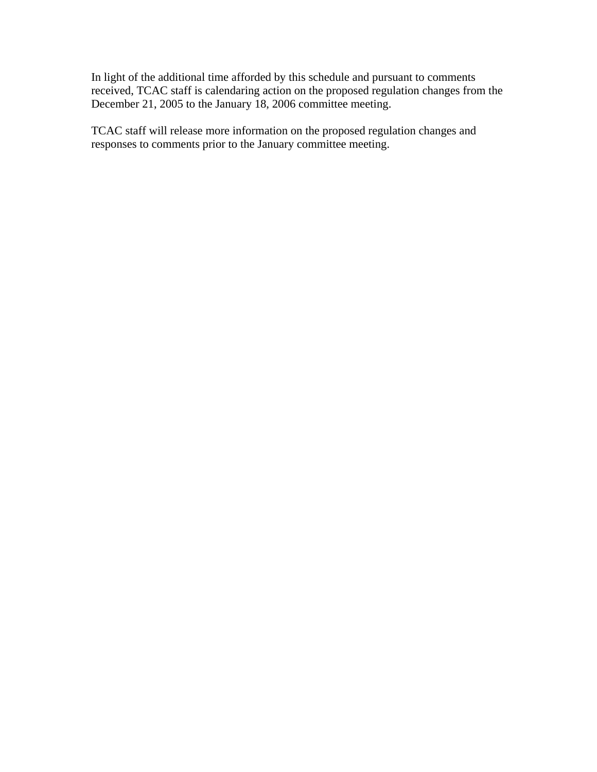In light of the additional time afforded by this schedule and pursuant to comments received, TCAC staff is calendaring action on the proposed regulation changes from the December 21, 2005 to the January 18, 2006 committee meeting.

TCAC staff will release more information on the proposed regulation changes and responses to comments prior to the January committee meeting.